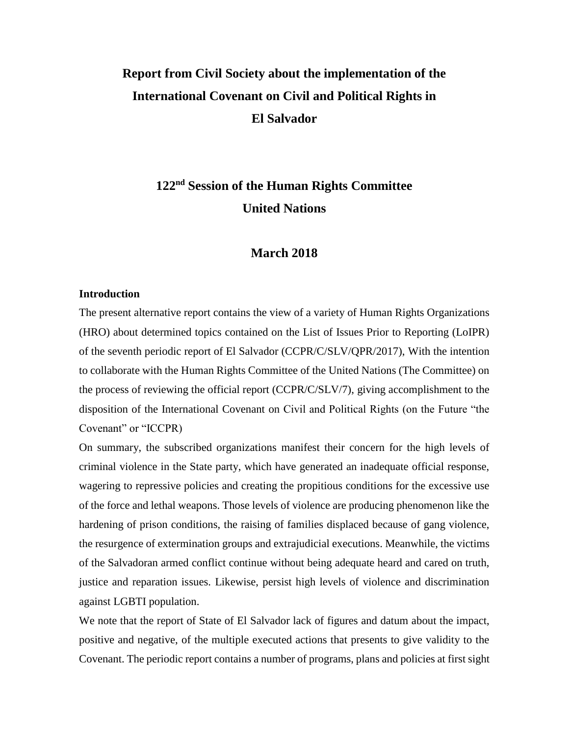# Report from Civil Society about the implementation of the International Covenant on Civil and Political Rights in El Salvador

## 122nd Session of the Human Rights Committee United Nations

## March 2018

**Introduction**

The present alternative report contains the view of a variety of Human Rights Organizations (HRO) about determined topics contained on the List of Issues Prior to Reporting (LoIPR) of the seventh periodic report of El Salvador (CCPR/C/SLV/QPR/2017), With the intention to collaborate with the Human Rights Committee of the United Nations (The Committee) on the process of reviewing the official report (CCPR/C/SLV/7), giving accomplishment to the disposition of the International Covenant on Civil and Political Rights (on the Future "the Covenant" or "ICCPR)

On summary, the subscribed organizations manifest their concern for the high levels of criminal violence in the State party, which have generated an inadequate official response, wagering to repressive policies and creating the propitious conditions for the excessive use of the force and lethal weapons. Those levels of violence are producing phenomenon like the hardening of prison conditions, the raising of families displaced because of gang violence, the resurgence of extermination groups and extrajudicial executions. Meanwhile, the victims of the Salvadoran armed conflict continue without being adequate heard and cared on truth, justice and reparation issues. Likewise, persist high levels of violence and discrimination against LGBTI population.

We note that the report of State of El Salvador lack of figures and datum about the impact, positive and negative, of the multiple executed actions that presents to give validity to the Covenant. The periodic report contains a number of programs, plans and policies at first sight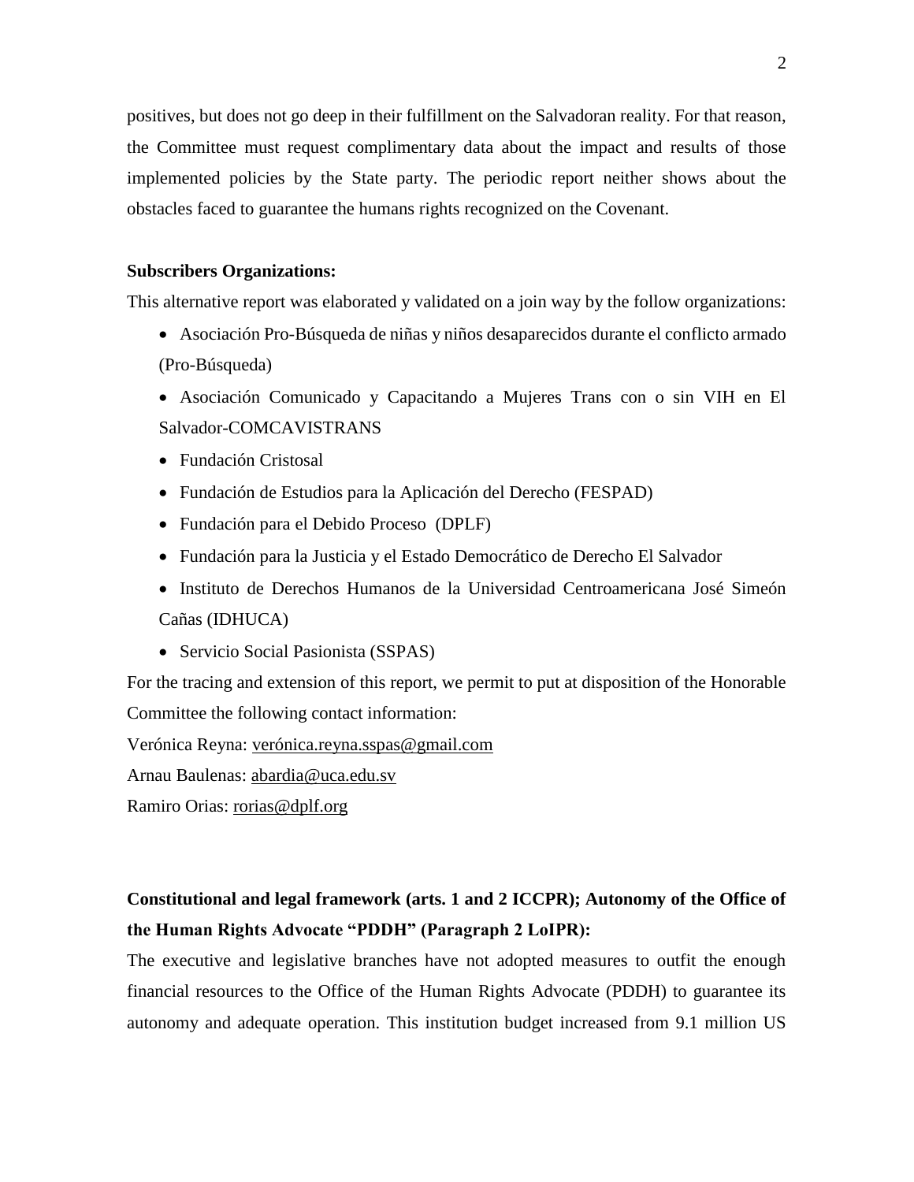positives, but does not go deep in their fulfillment on the Salvadoran reality. For that reason, the Committee must request complimentary data about the impact and results of those implemented policies by the State party. The periodic report neither shows about the obstacles faced to guarantee the humans rights recognized on the Covenant.

**Subscribers Organizations:**

This alternative report was elaborated y validated on a join way by the follow organizations:

- Asociación Pro-Búsqueda de niñas y niños desaparecidos durante el conflicto armado (Pro-Búsqueda)
- Asociación Comunicado y Capacitando a Mujeres Trans con o sin VIH en El Salvador-COMCAVISTRANS
- Fundación Cristosal
- Fundación de Estudios para la Aplicación del Derecho (FESPAD)
- Fundación para el Debido Proceso (DPLF)
- Fundación para la Justicia y el Estado Democrático de Derecho El Salvador
- Instituto de Derechos Humanos de la Universidad Centroamericana José Simeón Cañas (IDHUCA)
- Servicio Social Pasionista (SSPAS)

For the tracing and extension of this report, we permit to put at disposition of the Honorable Committee the following contact information:

Verónica Reyna: verónica.reyna.sspas@gmail.com

Arnau Baulenas: abardia@uca.edu.sv

Ramiro Orias: rorias@dplf.org

**Constitutional and legal framework (arts. 1 and 2 ICCPR); Autonomy of the Office of the Human Rights Advocate "PDDH" (Paragraph 2 LoIPR):**

The executive and legislative branches have not adopted measures to outfit the enough financial resources to the Office of the Human Rights Advocate (PDDH) to guarantee its autonomy and adequate operation. This institution budget increased from 9.1 million US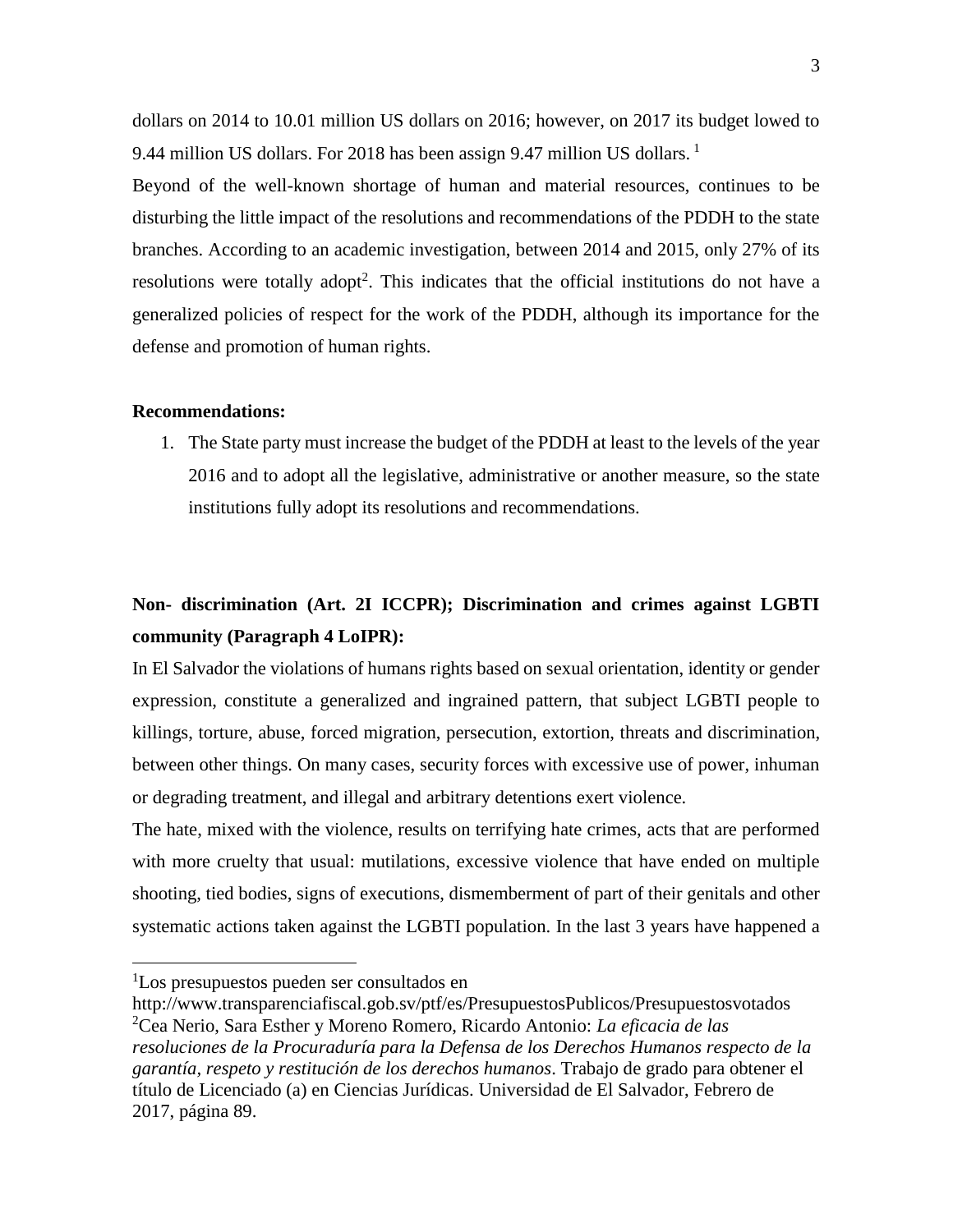dollars on 2014 to 10.01 million US dollars on 2016; however, on 2017 its budget lowed to 9.44 million US dollars. For 2018 has been assign 9.47 million US dollars. [1]

Beyond of the well-known shortage of human and material resources, continues to be disturbing the little impact of the resolutions and recommendations of the PDDH to the state branches. According to an academic investigation, between 2014 and 2015, only 27% of its resolutions were totally adopt[2]. This indicates that the official institutions do not have a generalized policies of respect for the work of the PDDH, although its importance for the defense and promotion of human rights.

**Recommendations:**

1. The State party must increase the budget of the PDDH at least to the levels of the year 2016 and to adopt all the legislative, administrative or another measure, so the state institutions fully adopt its resolutions and recommendations.

**Non- discrimination (Art. 2I ICCPR); Discrimination and crimes against LGBTI community (Paragraph 4 LoIPR):**

In El Salvador the violations of humans rights based on sexual orientation, identity or gender expression, constitute a generalized and ingrained pattern, that subject LGBTI people to killings, torture, abuse, forced migration, persecution, extortion, threats and discrimination, between other things. On many cases, security forces with excessive use of power, inhuman or degrading treatment, and illegal and arbitrary detentions exert violence.

The hate, mixed with the violence, results on terrifying hate crimes, acts that are performed with more cruelty that usual: mutilations, excessive violence that have ended on multiple shooting, tied bodies, signs of executions, dismemberment of part of their genitals and other systematic actions taken against the LGBTI population. In the last 3 years have happened a

---

[1] Los presupuestos pueden ser consultados en http://www.transparenciafiscal.gob.sv/ptf/es/PresupuestosPublicos/Presupuestosvotados

[2] Cea Nerio, Sara Esther y Moreno Romero, Ricardo Antonio: *La eficacia de las resoluciones de la Procuraduría para la Defensa de los Derechos Humanos respecto de la garantía, respeto y restitución de los derechos humanos*. Trabajo de grado para obtener el título de Licenciado (a) en Ciencias Jurídicas. Universidad de El Salvador, Febrero de 2017, página 89.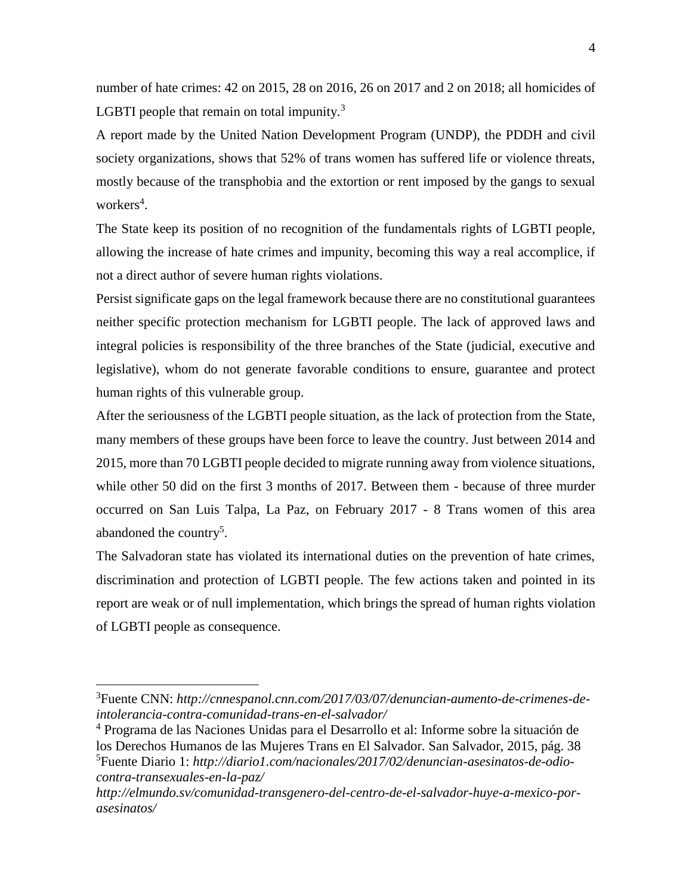number of hate crimes: 42 on 2015, 28 on 2016, 26 on 2017 and 2 on 2018; all homicides of LGBTI people that remain on total impunity.[3]

A report made by the United Nation Development Program (UNDP), the PDDH and civil society organizations, shows that 52% of trans women has suffered life or violence threats, mostly because of the transphobia and the extortion or rent imposed by the gangs to sexual workers[4].

The State keep its position of no recognition of the fundamentals rights of LGBTI people, allowing the increase of hate crimes and impunity, becoming this way a real accomplice, if not a direct author of severe human rights violations.

Persist significate gaps on the legal framework because there are no constitutional guarantees neither specific protection mechanism for LGBTI people. The lack of approved laws and integral policies is responsibility of the three branches of the State (judicial, executive and legislative), whom do not generate favorable conditions to ensure, guarantee and protect human rights of this vulnerable group.

After the seriousness of the LGBTI people situation, as the lack of protection from the State, many members of these groups have been force to leave the country. Just between 2014 and 2015, more than 70 LGBTI people decided to migrate running away from violence situations, while other 50 did on the first 3 months of 2017. Between them - because of three murder occurred on San Luis Talpa, La Paz, on February 2017 - 8 Trans women of this area abandoned the country[5].

The Salvadoran state has violated its international duties on the prevention of hate crimes, discrimination and protection of LGBTI people. The few actions taken and pointed in its report are weak or of null implementation, which brings the spread of human rights violation of LGBTI people as consequence.

---

[3] Fuente CNN: *http://cnnespanol.cnn.com/2017/03/07/denuncian-aumento-de-crimenes-de-intolerancia-contra-comunidad-trans-en-el-salvador/*

[4] Programa de las Naciones Unidas para el Desarrollo et al: Informe sobre la situación de los Derechos Humanos de las Mujeres Trans en El Salvador. San Salvador, 2015, pág. 38

[5] Fuente Diario 1: *http://diario1.com/nacionales/2017/02/denuncian-asesinatos-de-odio-contra-transexuales-en-la-paz/*

*http://elmundo.sv/comunidad-transgenero-del-centro-de-el-salvador-huye-a-mexico-por-asesinatos/*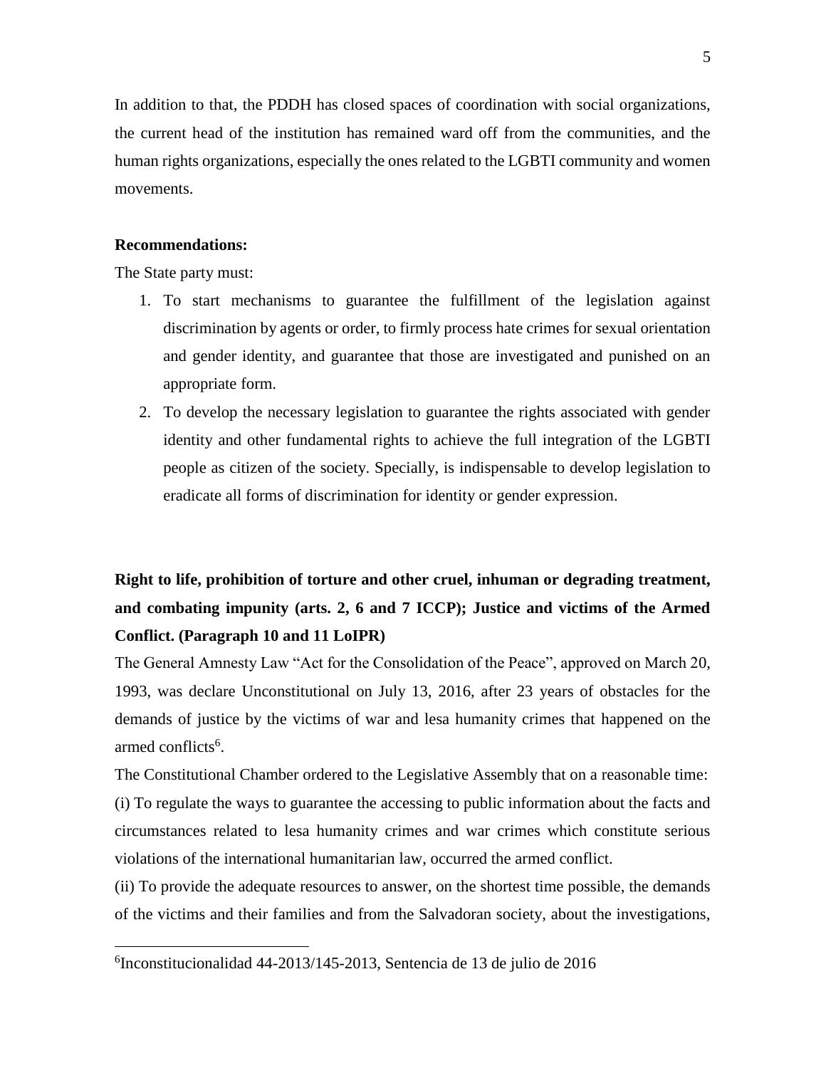In addition to that, the PDDH has closed spaces of coordination with social organizations, the current head of the institution has remained ward off from the communities, and the human rights organizations, especially the ones related to the LGBTI community and women movements.

**Recommendations:**

The State party must:

1. To start mechanisms to guarantee the fulfillment of the legislation against discrimination by agents or order, to firmly process hate crimes for sexual orientation and gender identity, and guarantee that those are investigated and punished on an appropriate form.
2. To develop the necessary legislation to guarantee the rights associated with gender identity and other fundamental rights to achieve the full integration of the LGBTI people as citizen of the society. Specially, is indispensable to develop legislation to eradicate all forms of discrimination for identity or gender expression.

**Right to life, prohibition of torture and other cruel, inhuman or degrading treatment, and combating impunity (arts. 2, 6 and 7 ICCP); Justice and victims of the Armed Conflict. (Paragraph 10 and 11 LoIPR)**

The General Amnesty Law "Act for the Consolidation of the Peace", approved on March 20, 1993, was declare Unconstitutional on July 13, 2016, after 23 years of obstacles for the demands of justice by the victims of war and lesa humanity crimes that happened on the armed conflicts[6].

The Constitutional Chamber ordered to the Legislative Assembly that on a reasonable time:

(i) To regulate the ways to guarantee the accessing to public information about the facts and circumstances related to lesa humanity crimes and war crimes which constitute serious violations of the international humanitarian law, occurred the armed conflict.

(ii) To provide the adequate resources to answer, on the shortest time possible, the demands of the victims and their families and from the Salvadoran society, about the investigations,

[6]Inconstitucionalidad 44-2013/145-2013, Sentencia de 13 de julio de 2016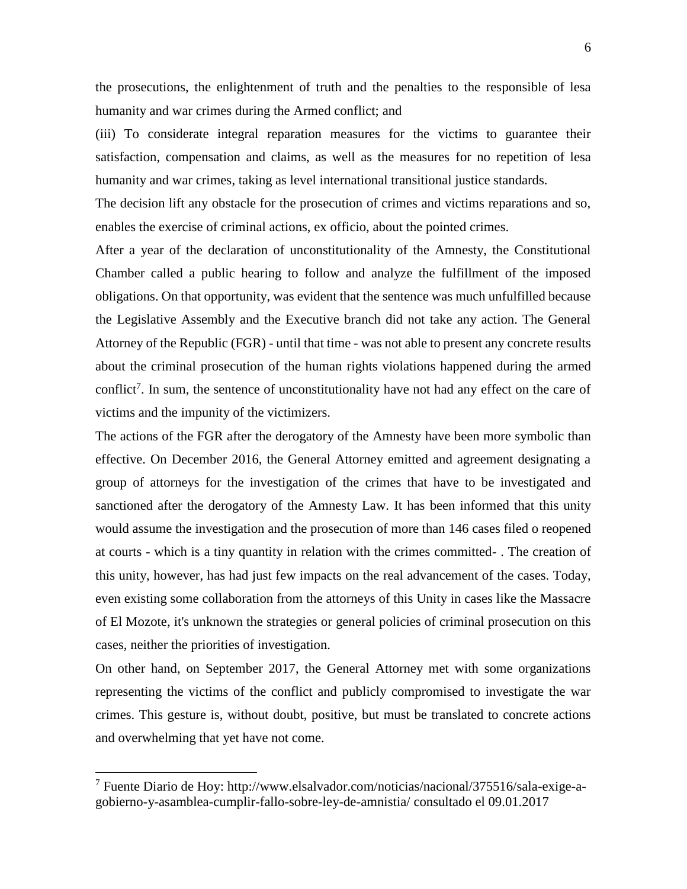the prosecutions, the enlightenment of truth and the penalties to the responsible of lesa humanity and war crimes during the Armed conflict; and

(iii) To considerate integral reparation measures for the victims to guarantee their satisfaction, compensation and claims, as well as the measures for no repetition of lesa humanity and war crimes, taking as level international transitional justice standards.

The decision lift any obstacle for the prosecution of crimes and victims reparations and so, enables the exercise of criminal actions, ex officio, about the pointed crimes.

After a year of the declaration of unconstitutionality of the Amnesty, the Constitutional Chamber called a public hearing to follow and analyze the fulfillment of the imposed obligations. On that opportunity, was evident that the sentence was much unfulfilled because the Legislative Assembly and the Executive branch did not take any action. The General Attorney of the Republic (FGR) - until that time - was not able to present any concrete results about the criminal prosecution of the human rights violations happened during the armed conflict[7]. In sum, the sentence of unconstitutionality have not had any effect on the care of victims and the impunity of the victimizers.

The actions of the FGR after the derogatory of the Amnesty have been more symbolic than effective. On December 2016, the General Attorney emitted and agreement designating a group of attorneys for the investigation of the crimes that have to be investigated and sanctioned after the derogatory of the Amnesty Law. It has been informed that this unity would assume the investigation and the prosecution of more than 146 cases filed o reopened at courts - which is a tiny quantity in relation with the crimes committed- . The creation of this unity, however, has had just few impacts on the real advancement of the cases. Today, even existing some collaboration from the attorneys of this Unity in cases like the Massacre of El Mozote, it's unknown the strategies or general policies of criminal prosecution on this cases, neither the priorities of investigation.

On other hand, on September 2017, the General Attorney met with some organizations representing the victims of the conflict and publicly compromised to investigate the war crimes. This gesture is, without doubt, positive, but must be translated to concrete actions and overwhelming that yet have not come.

[7] Fuente Diario de Hoy: http://www.elsalvador.com/noticias/nacional/375516/sala-exige-a-gobierno-y-asamblea-cumplir-fallo-sobre-ley-de-amnistia/ consultado el 09.01.2017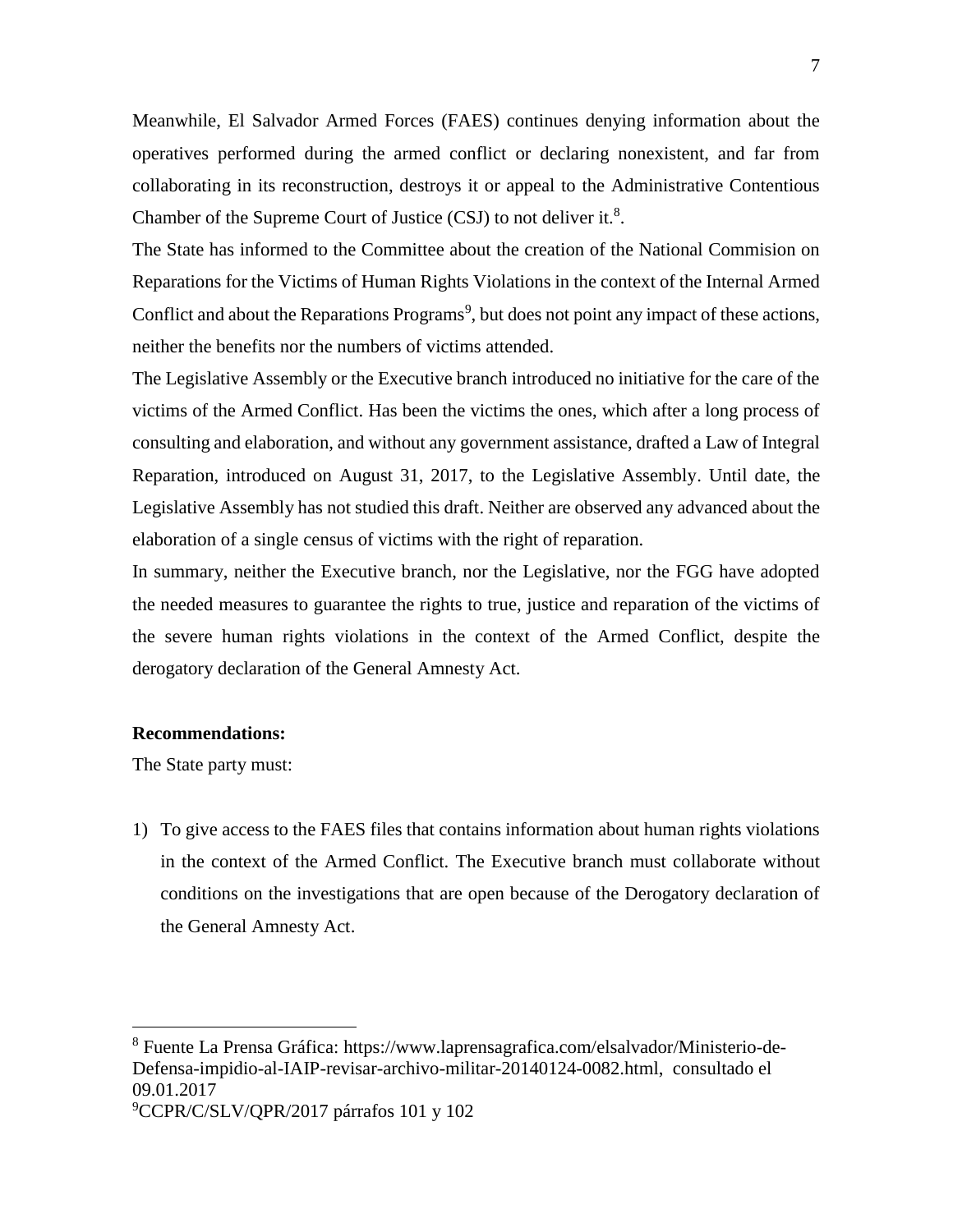Meanwhile, El Salvador Armed Forces (FAES) continues denying information about the operatives performed during the armed conflict or declaring nonexistent, and far from collaborating in its reconstruction, destroys it or appeal to the Administrative Contentious Chamber of the Supreme Court of Justice (CSJ) to not deliver it.[8].

The State has informed to the Committee about the creation of the National Commision on Reparations for the Victims of Human Rights Violations in the context of the Internal Armed Conflict and about the Reparations Programs[9], but does not point any impact of these actions, neither the benefits nor the numbers of victims attended.

The Legislative Assembly or the Executive branch introduced no initiative for the care of the victims of the Armed Conflict. Has been the victims the ones, which after a long process of consulting and elaboration, and without any government assistance, drafted a Law of Integral Reparation, introduced on August 31, 2017, to the Legislative Assembly. Until date, the Legislative Assembly has not studied this draft. Neither are observed any advanced about the elaboration of a single census of victims with the right of reparation.

In summary, neither the Executive branch, nor the Legislative, nor the FGG have adopted the needed measures to guarantee the rights to true, justice and reparation of the victims of the severe human rights violations in the context of the Armed Conflict, despite the derogatory declaration of the General Amnesty Act.

**Recommendations:**

The State party must:

1) To give access to the FAES files that contains information about human rights violations in the context of the Armed Conflict. The Executive branch must collaborate without conditions on the investigations that are open because of the Derogatory declaration of the General Amnesty Act.

---

[8] Fuente La Prensa Gráfica: https://www.laprensagrafica.com/elsalvador/Ministerio-de-Defensa-impidio-al-IAIP-revisar-archivo-militar-20140124-0082.html, consultado el 09.01.2017

[9] CCPR/C/SLV/QPR/2017 párrafos 101 y 102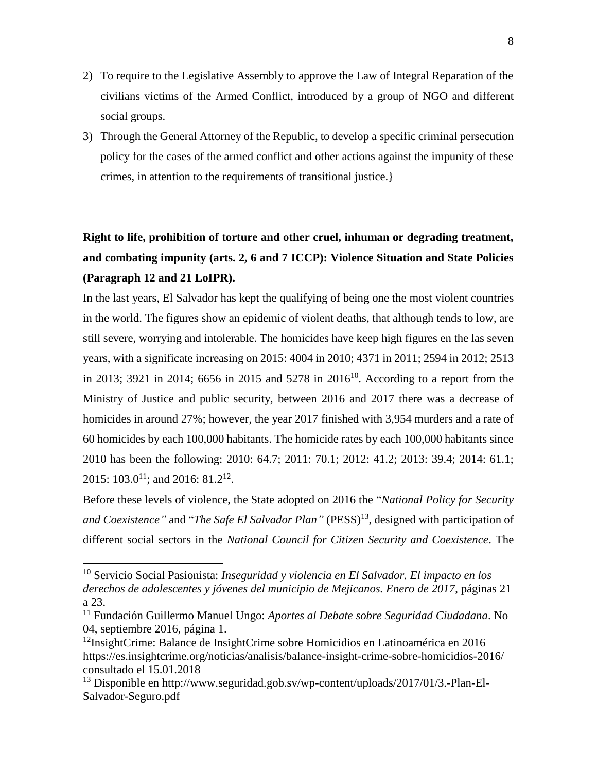2) To require to the Legislative Assembly to approve the Law of Integral Reparation of the civilians victims of the Armed Conflict, introduced by a group of NGO and different social groups.
3) Through the General Attorney of the Republic, to develop a specific criminal persecution policy for the cases of the armed conflict and other actions against the impunity of these crimes, in attention to the requirements of transitional justice.}

**Right to life, prohibition of torture and other cruel, inhuman or degrading treatment, and combating impunity (arts. 2, 6 and 7 ICCP): Violence Situation and State Policies (Paragraph 12 and 21 LoIPR).**

In the last years, El Salvador has kept the qualifying of being one the most violent countries in the world. The figures show an epidemic of violent deaths, that although tends to low, are still severe, worrying and intolerable. The homicides have keep high figures en the las seven years, with a significate increasing on 2015: 4004 in 2010; 4371 in 2011; 2594 in 2012; 2513 in 2013; 3921 in 2014; 6656 in 2015 and 5278 in 2016[10]. According to a report from the Ministry of Justice and public security, between 2016 and 2017 there was a decrease of homicides in around 27%; however, the year 2017 finished with 3,954 murders and a rate of 60 homicides by each 100,000 habitants. The homicide rates by each 100,000 habitants since 2010 has been the following: 2010: 64.7; 2011: 70.1; 2012: 41.2; 2013: 39.4; 2014: 61.1; 2015: 103.0[11]; and 2016: 81.2[12].

Before these levels of violence, the State adopted on 2016 the "*National Policy for Security and Coexistence"* and "*The Safe El Salvador Plan"* (PESS)[13], designed with participation of different social sectors in the *National Council for Citizen Security and Coexistence*. The

---

[10] Servicio Social Pasionista: *Inseguridad y violencia en El Salvador. El impacto en los derechos de adolescentes y jóvenes del municipio de Mejicanos. Enero de 2017*, páginas 21 a 23.

[11] Fundación Guillermo Manuel Ungo: *Aportes al Debate sobre Seguridad Ciudadana*. No 04, septiembre 2016, página 1.

[12] InsightCrime: Balance de InsightCrime sobre Homicidios en Latinoamérica en 2016 https://es.insightcrime.org/noticias/analisis/balance-insight-crime-sobre-homicidios-2016/ consultado el 15.01.2018

[13] Disponible en http://www.seguridad.gob.sv/wp-content/uploads/2017/01/3.-Plan-El-Salvador-Seguro.pdf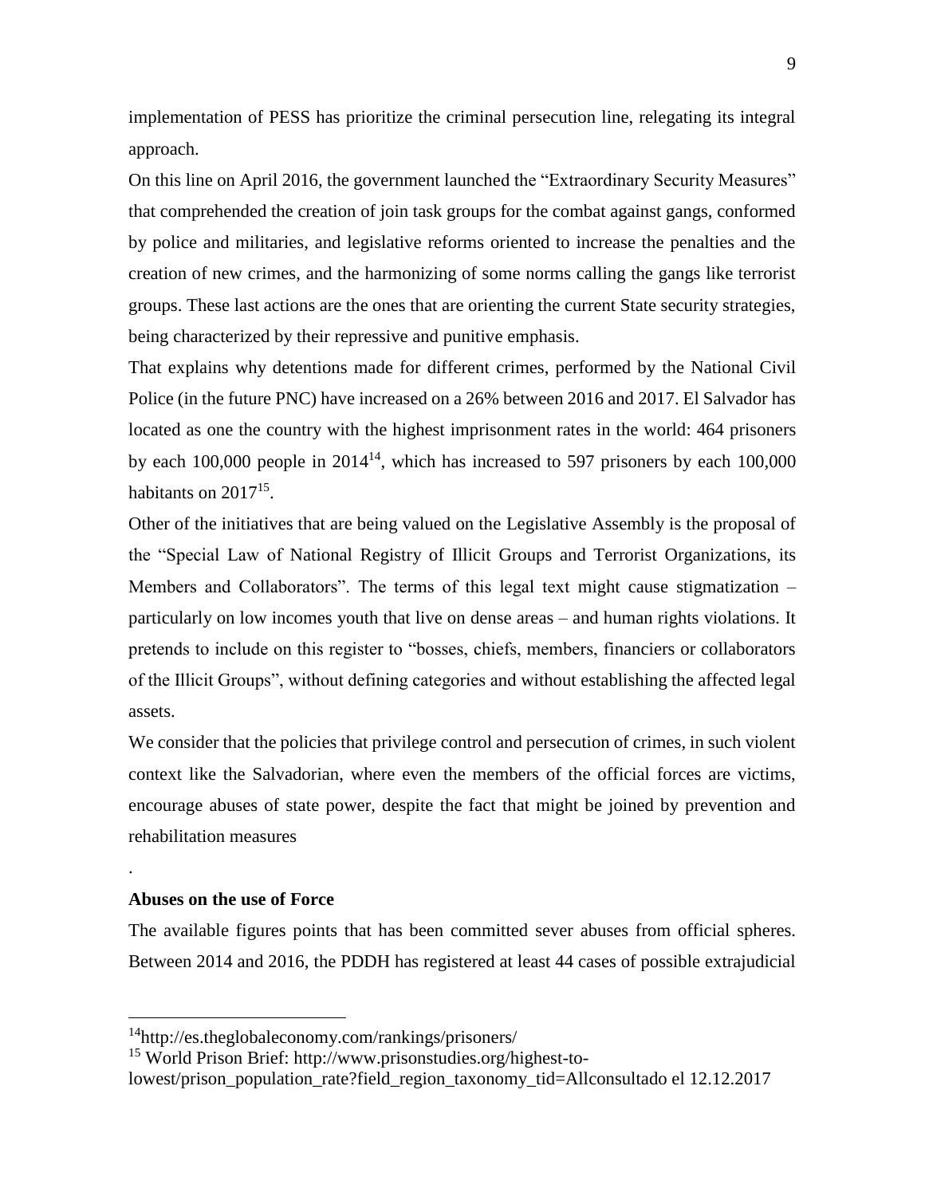implementation of PESS has prioritize the criminal persecution line, relegating its integral approach.

On this line on April 2016, the government launched the "Extraordinary Security Measures" that comprehended the creation of join task groups for the combat against gangs, conformed by police and militaries, and legislative reforms oriented to increase the penalties and the creation of new crimes, and the harmonizing of some norms calling the gangs like terrorist groups. These last actions are the ones that are orienting the current State security strategies, being characterized by their repressive and punitive emphasis.

That explains why detentions made for different crimes, performed by the National Civil Police (in the future PNC) have increased on a 26% between 2016 and 2017. El Salvador has located as one the country with the highest imprisonment rates in the world: 464 prisoners by each 100,000 people in 2014[14], which has increased to 597 prisoners by each 100,000 habitants on 2017[15].

Other of the initiatives that are being valued on the Legislative Assembly is the proposal of the "Special Law of National Registry of Illicit Groups and Terrorist Organizations, its Members and Collaborators". The terms of this legal text might cause stigmatization – particularly on low incomes youth that live on dense areas – and human rights violations. It pretends to include on this register to "bosses, chiefs, members, financiers or collaborators of the Illicit Groups", without defining categories and without establishing the affected legal assets.

We consider that the policies that privilege control and persecution of crimes, in such violent context like the Salvadorian, where even the members of the official forces are victims, encourage abuses of state power, despite the fact that might be joined by prevention and rehabilitation measures

.

**Abuses on the use of Force**

The available figures points that has been committed sever abuses from official spheres. Between 2014 and 2016, the PDDH has registered at least 44 cases of possible extrajudicial

---

[14]http://es.theglobaleconomy.com/rankings/prisoners/

[15] World Prison Brief: http://www.prisonstudies.org/highest-to-lowest/prison_population_rate?field_region_taxonomy_tid=Allconsultado el 12.12.2017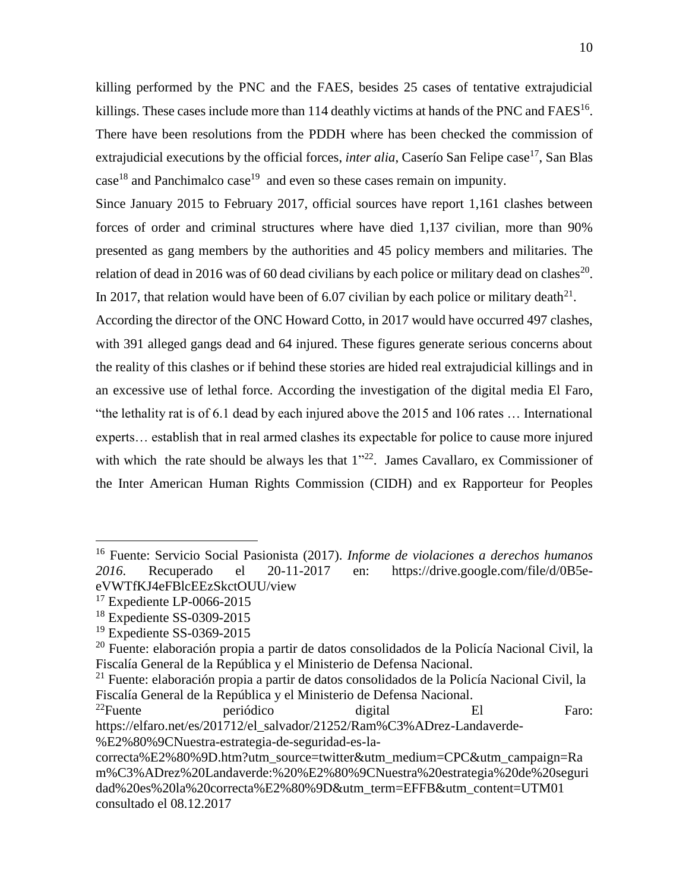killing performed by the PNC and the FAES, besides 25 cases of tentative extrajudicial killings. These cases include more than 114 deathly victims at hands of the PNC and FAES[16]. There have been resolutions from the PDDH where has been checked the commission of extrajudicial executions by the official forces, *inter alia*, Caserío San Felipe case[17], San Blas case[18] and Panchimalco case[19] and even so these cases remain on impunity.

Since January 2015 to February 2017, official sources have report 1,161 clashes between forces of order and criminal structures where have died 1,137 civilian, more than 90% presented as gang members by the authorities and 45 policy members and militaries. The relation of dead in 2016 was of 60 dead civilians by each police or military dead on clashes[20]. In 2017, that relation would have been of 6.07 civilian by each police or military death[21].

According the director of the ONC Howard Cotto, in 2017 would have occurred 497 clashes, with 391 alleged gangs dead and 64 injured. These figures generate serious concerns about the reality of this clashes or if behind these stories are hided real extrajudicial killings and in an excessive use of lethal force. According the investigation of the digital media El Faro, "the lethality rat is of 6.1 dead by each injured above the 2015 and 106 rates … International experts… establish that in real armed clashes its expectable for police to cause more injured with which the rate should be always les that 1"[22]. James Cavallaro, ex Commissioner of the Inter American Human Rights Commission (CIDH) and ex Rapporteur for Peoples

---

[16] Fuente: Servicio Social Pasionista (2017). *Informe de violaciones a derechos humanos 2016*. Recuperado el 20-11-2017 en: https://drive.google.com/file/d/0B5e-eVWTfKJ4eFBlcEEzSkctOUU/view

[17] Expediente LP-0066-2015

[18] Expediente SS-0309-2015

[19] Expediente SS-0369-2015

[20] Fuente: elaboración propia a partir de datos consolidados de la Policía Nacional Civil, la Fiscalía General de la República y el Ministerio de Defensa Nacional.

[21] Fuente: elaboración propia a partir de datos consolidados de la Policía Nacional Civil, la Fiscalía General de la República y el Ministerio de Defensa Nacional.

[22] Fuente periódico digital El Faro: https://elfaro.net/es/201712/el_salvador/21252/Ram%C3%ADrez-Landaverde-%E2%80%9CNuestra-estrategia-de-seguridad-es-la-correcta%E2%80%9D.htm?utm_source=twitter&utm_medium=CPC&utm_campaign=Ram%C3%ADrez%20Landaverde:%20%E2%80%9CNuestra%20estrategia%20de%20seguridad%20es%20la%20correcta%E2%80%9D&utm_term=EFFB&utm_content=UTM01 consultado el 08.12.2017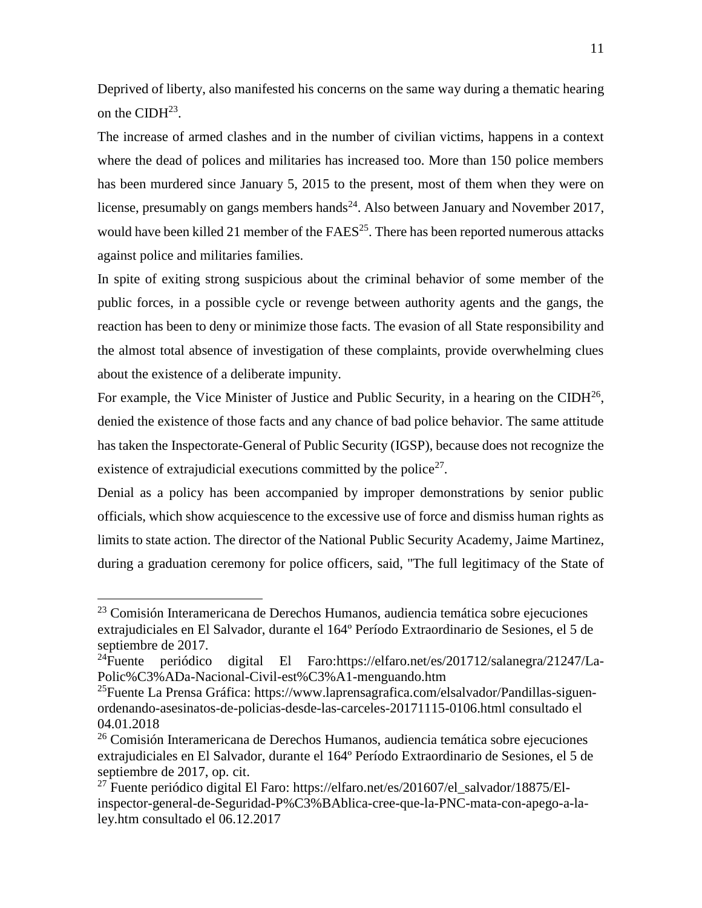Deprived of liberty, also manifested his concerns on the same way during a thematic hearing on the CIDH[23].

The increase of armed clashes and in the number of civilian victims, happens in a context where the dead of polices and militaries has increased too. More than 150 police members has been murdered since January 5, 2015 to the present, most of them when they were on license, presumably on gangs members hands[24]. Also between January and November 2017, would have been killed 21 member of the FAES[25]. There has been reported numerous attacks against police and militaries families.

In spite of exiting strong suspicious about the criminal behavior of some member of the public forces, in a possible cycle or revenge between authority agents and the gangs, the reaction has been to deny or minimize those facts. The evasion of all State responsibility and the almost total absence of investigation of these complaints, provide overwhelming clues about the existence of a deliberate impunity.

For example, the Vice Minister of Justice and Public Security, in a hearing on the CIDH[26], denied the existence of those facts and any chance of bad police behavior. The same attitude has taken the Inspectorate-General of Public Security (IGSP), because does not recognize the existence of extrajudicial executions committed by the police[27].

Denial as a policy has been accompanied by improper demonstrations by senior public officials, which show acquiescence to the excessive use of force and dismiss human rights as limits to state action. The director of the National Public Security Academy, Jaime Martinez, during a graduation ceremony for police officers, said, "The full legitimacy of the State of

---

[23] Comisión Interamericana de Derechos Humanos, audiencia temática sobre ejecuciones extrajudiciales en El Salvador, durante el 164º Período Extraordinario de Sesiones, el 5 de septiembre de 2017.

[24] Fuente periódico digital El Faro:https://elfaro.net/es/201712/salanegra/21247/La-Polic%C3%ADa-Nacional-Civil-est%C3%A1-menguando.htm

[25] Fuente La Prensa Gráfica: https://www.laprensagrafica.com/elsalvador/Pandillas-siguen-ordenando-asesinatos-de-policias-desde-las-carceles-20171115-0106.html consultado el 04.01.2018

[26] Comisión Interamericana de Derechos Humanos, audiencia temática sobre ejecuciones extrajudiciales en El Salvador, durante el 164º Período Extraordinario de Sesiones, el 5 de septiembre de 2017, op. cit.

[27] Fuente periódico digital El Faro: https://elfaro.net/es/201607/el_salvador/18875/El-inspector-general-de-Seguridad-P%C3%BAblica-cree-que-la-PNC-mata-con-apego-a-la-ley.htm consultado el 06.12.2017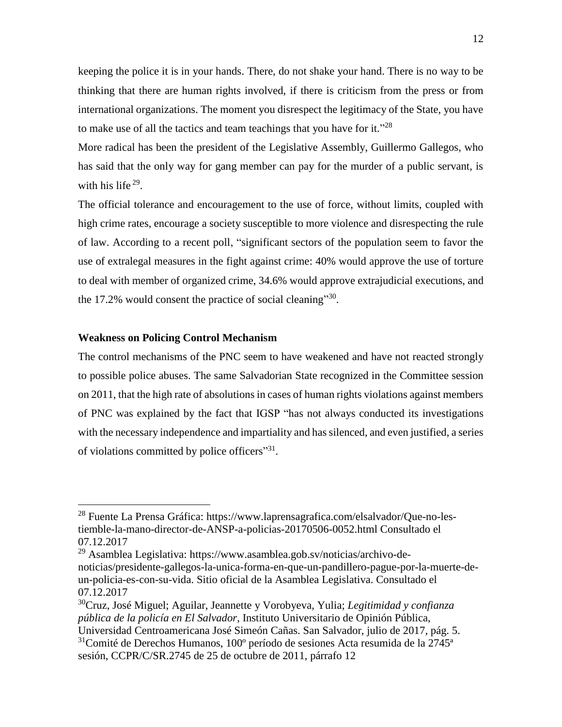keeping the police it is in your hands. There, do not shake your hand. There is no way to be thinking that there are human rights involved, if there is criticism from the press or from international organizations. The moment you disrespect the legitimacy of the State, you have to make use of all the tactics and team teachings that you have for it."[28]

More radical has been the president of the Legislative Assembly, Guillermo Gallegos, who has said that the only way for gang member can pay for the murder of a public servant, is with his life[29].

The official tolerance and encouragement to the use of force, without limits, coupled with high crime rates, encourage a society susceptible to more violence and disrespecting the rule of law. According to a recent poll, "significant sectors of the population seem to favor the use of extralegal measures in the fight against crime: 40% would approve the use of torture to deal with member of organized crime, 34.6% would approve extrajudicial executions, and the 17.2% would consent the practice of social cleaning"[30].

**Weakness on Policing Control Mechanism**

The control mechanisms of the PNC seem to have weakened and have not reacted strongly to possible police abuses. The same Salvadorian State recognized in the Committee session on 2011, that the high rate of absolutions in cases of human rights violations against members of PNC was explained by the fact that IGSP "has not always conducted its investigations with the necessary independence and impartiality and has silenced, and even justified, a series of violations committed by police officers"[31].

---

[28] Fuente La Prensa Gráfica: https://www.laprensagrafica.com/elsalvador/Que-no-les-tiemble-la-mano-director-de-ANSP-a-policias-20170506-0052.html Consultado el 07.12.2017

[29] Asamblea Legislativa: https://www.asamblea.gob.sv/noticias/archivo-de-noticias/presidente-gallegos-la-unica-forma-en-que-un-pandillero-pague-por-la-muerte-de-un-policia-es-con-su-vida. Sitio oficial de la Asamblea Legislativa. Consultado el 07.12.2017

[30] Cruz, José Miguel; Aguilar, Jeannette y Vorobyeva, Yulia; *Legitimidad y confianza pública de la policía en El Salvador*, Instituto Universitario de Opinión Pública, Universidad Centroamericana José Simeón Cañas. San Salvador, julio de 2017, pág. 5.

[31] Comité de Derechos Humanos, 100º período de sesiones Acta resumida de la 2745ª sesión, CCPR/C/SR.2745 de 25 de octubre de 2011, párrafo 12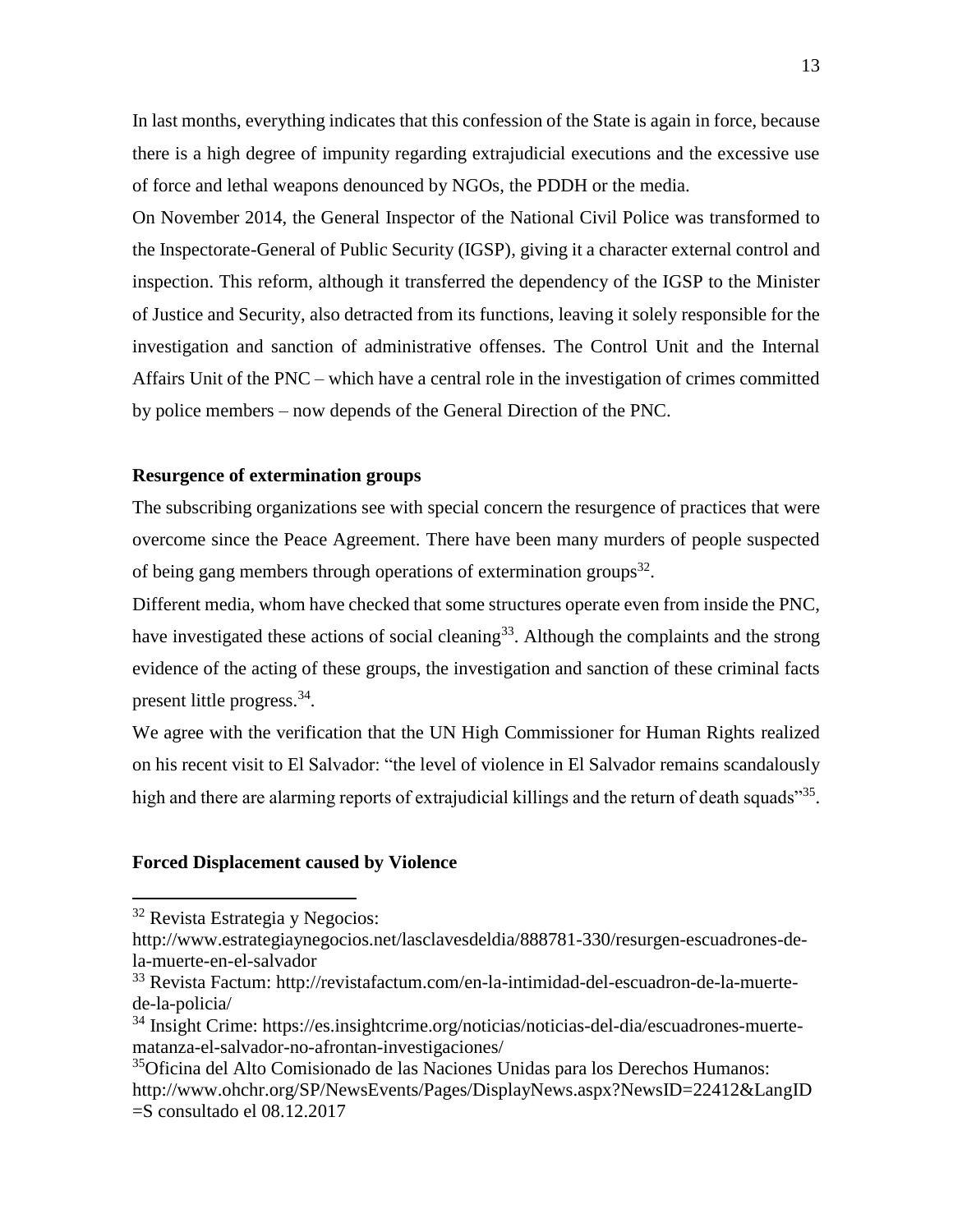In last months, everything indicates that this confession of the State is again in force, because there is a high degree of impunity regarding extrajudicial executions and the excessive use of force and lethal weapons denounced by NGOs, the PDDH or the media.

On November 2014, the General Inspector of the National Civil Police was transformed to the Inspectorate-General of Public Security (IGSP), giving it a character external control and inspection. This reform, although it transferred the dependency of the IGSP to the Minister of Justice and Security, also detracted from its functions, leaving it solely responsible for the investigation and sanction of administrative offenses. The Control Unit and the Internal Affairs Unit of the PNC – which have a central role in the investigation of crimes committed by police members – now depends of the General Direction of the PNC.

**Resurgence of extermination groups**

The subscribing organizations see with special concern the resurgence of practices that were overcome since the Peace Agreement. There have been many murders of people suspected of being gang members through operations of extermination groups[32].

Different media, whom have checked that some structures operate even from inside the PNC, have investigated these actions of social cleaning[33]. Although the complaints and the strong evidence of the acting of these groups, the investigation and sanction of these criminal facts present little progress.[34].

We agree with the verification that the UN High Commissioner for Human Rights realized on his recent visit to El Salvador: "the level of violence in El Salvador remains scandalously high and there are alarming reports of extrajudicial killings and the return of death squads"[35].

**Forced Displacement caused by Violence**

---

[32] Revista Estrategia y Negocios: http://www.estrategiaynegocios.net/lasclavesdeldia/888781-330/resurgen-escuadrones-de-la-muerte-en-el-salvador

[33] Revista Factum: http://revistafactum.com/en-la-intimidad-del-escuadron-de-la-muerte-de-la-policia/

[34] Insight Crime: https://es.insightcrime.org/noticias/noticias-del-dia/escuadrones-muerte-matanza-el-salvador-no-afrontan-investigaciones/

[35] Oficina del Alto Comisionado de las Naciones Unidas para los Derechos Humanos: http://www.ohchr.org/SP/NewsEvents/Pages/DisplayNews.aspx?NewsID=22412&LangID=S consultado el 08.12.2017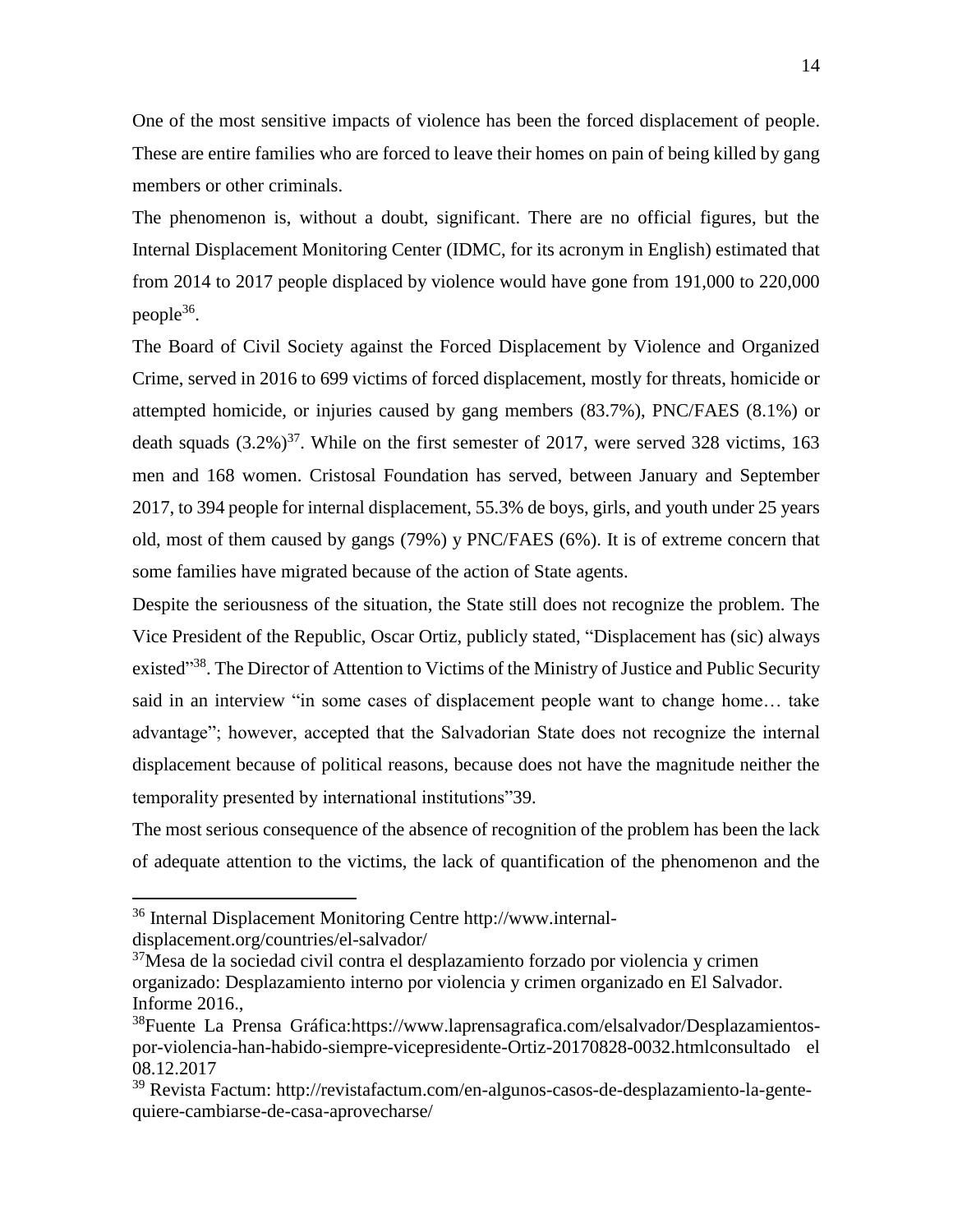One of the most sensitive impacts of violence has been the forced displacement of people. These are entire families who are forced to leave their homes on pain of being killed by gang members or other criminals.

The phenomenon is, without a doubt, significant. There are no official figures, but the Internal Displacement Monitoring Center (IDMC, for its acronym in English) estimated that from 2014 to 2017 people displaced by violence would have gone from 191,000 to 220,000 people[36].

The Board of Civil Society against the Forced Displacement by Violence and Organized Crime, served in 2016 to 699 victims of forced displacement, mostly for threats, homicide or attempted homicide, or injuries caused by gang members (83.7%), PNC/FAES (8.1%) or death squads (3.2%)[37]. While on the first semester of 2017, were served 328 victims, 163 men and 168 women. Cristosal Foundation has served, between January and September 2017, to 394 people for internal displacement, 55.3% de boys, girls, and youth under 25 years old, most of them caused by gangs (79%) y PNC/FAES (6%). It is of extreme concern that some families have migrated because of the action of State agents.

Despite the seriousness of the situation, the State still does not recognize the problem. The Vice President of the Republic, Oscar Ortiz, publicly stated, "Displacement has (sic) always existed"[38]. The Director of Attention to Victims of the Ministry of Justice and Public Security said in an interview "in some cases of displacement people want to change home… take advantage"; however, accepted that the Salvadorian State does not recognize the internal displacement because of political reasons, because does not have the magnitude neither the temporality presented by international institutions"39.

The most serious consequence of the absence of recognition of the problem has been the lack of adequate attention to the victims, the lack of quantification of the phenomenon and the

---

[36] Internal Displacement Monitoring Centre http://www.internal-displacement.org/countries/el-salvador/

[37] Mesa de la sociedad civil contra el desplazamiento forzado por violencia y crimen organizado: Desplazamiento interno por violencia y crimen organizado en El Salvador. Informe 2016.,

[38] Fuente La Prensa Gráfica:https://www.laprensagrafica.com/elsalvador/Desplazamientos-por-violencia-han-habido-siempre-vicepresidente-Ortiz-20170828-0032.htmlconsultado el 08.12.2017

[39] Revista Factum: http://revistafactum.com/en-algunos-casos-de-desplazamiento-la-gente-quiere-cambiarse-de-casa-aprovecharse/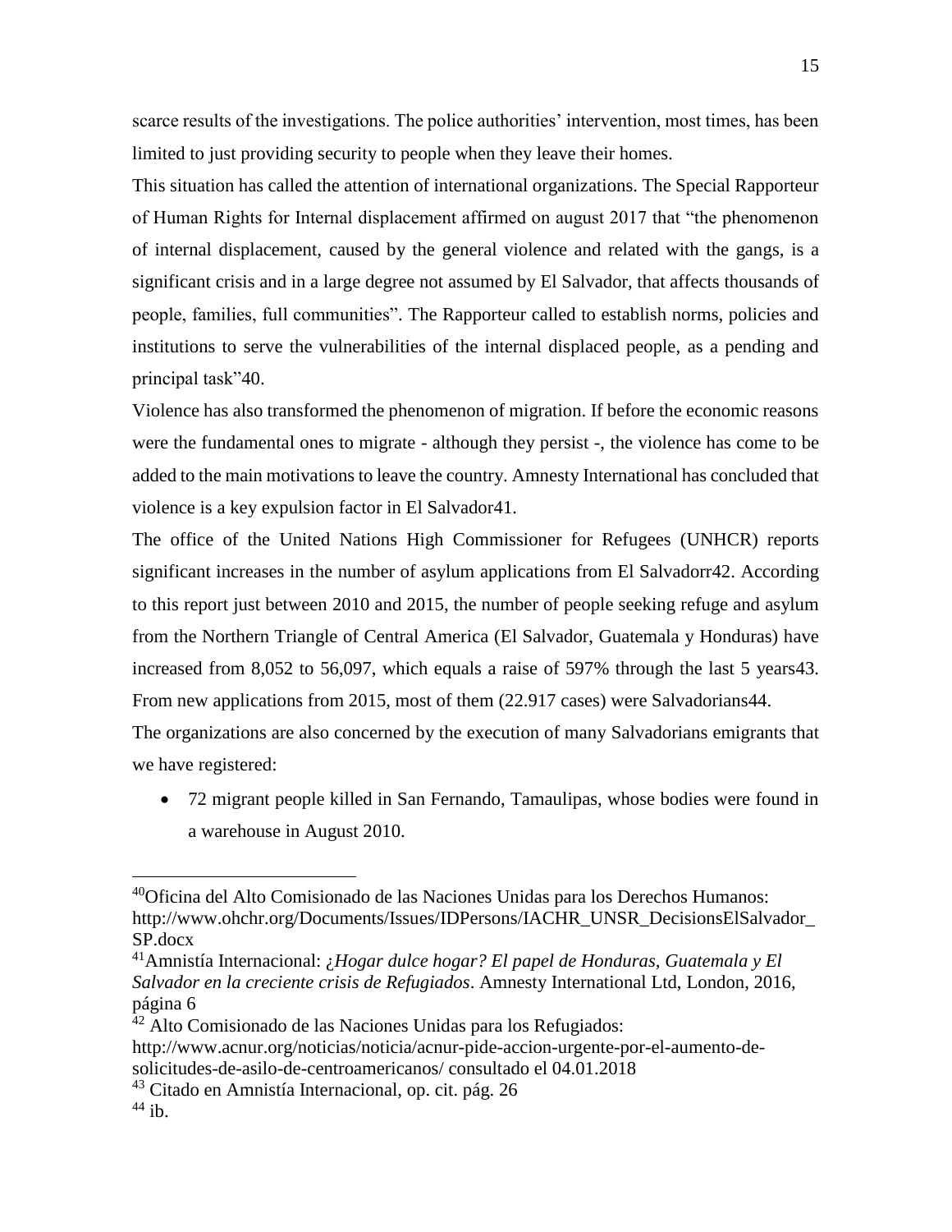scarce results of the investigations. The police authorities' intervention, most times, has been limited to just providing security to people when they leave their homes.

This situation has called the attention of international organizations. The Special Rapporteur of Human Rights for Internal displacement affirmed on august 2017 that "the phenomenon of internal displacement, caused by the general violence and related with the gangs, is a significant crisis and in a large degree not assumed by El Salvador, that affects thousands of people, families, full communities". The Rapporteur called to establish norms, policies and institutions to serve the vulnerabilities of the internal displaced people, as a pending and principal task"40.

Violence has also transformed the phenomenon of migration. If before the economic reasons were the fundamental ones to migrate - although they persist -, the violence has come to be added to the main motivations to leave the country. Amnesty International has concluded that violence is a key expulsion factor in El Salvador41.

The office of the United Nations High Commissioner for Refugees (UNHCR) reports significant increases in the number of asylum applications from El Salvadorr42. According to this report just between 2010 and 2015, the number of people seeking refuge and asylum from the Northern Triangle of Central America (El Salvador, Guatemala y Honduras) have increased from 8,052 to 56,097, which equals a raise of 597% through the last 5 years43. From new applications from 2015, most of them (22.917 cases) were Salvadorians44.

The organizations are also concerned by the execution of many Salvadorians emigrants that we have registered:

- 72 migrant people killed in San Fernando, Tamaulipas, whose bodies were found in a warehouse in August 2010.

---

[40] Oficina del Alto Comisionado de las Naciones Unidas para los Derechos Humanos: http://www.ohchr.org/Documents/Issues/IDPersons/IACHR_UNSR_DecisionsElSalvador_SP.docx

[41] Amnistía Internacional: *¿Hogar dulce hogar? El papel de Honduras, Guatemala y El Salvador en la creciente crisis de Refugiados*. Amnesty International Ltd, London, 2016, página 6

[42] Alto Comisionado de las Naciones Unidas para los Refugiados: http://www.acnur.org/noticias/noticia/acnur-pide-accion-urgente-por-el-aumento-de-solicitudes-de-asilo-de-centroamericanos/ consultado el 04.01.2018

[43] Citado en Amnistía Internacional, op. cit. pág. 26

[44] ib.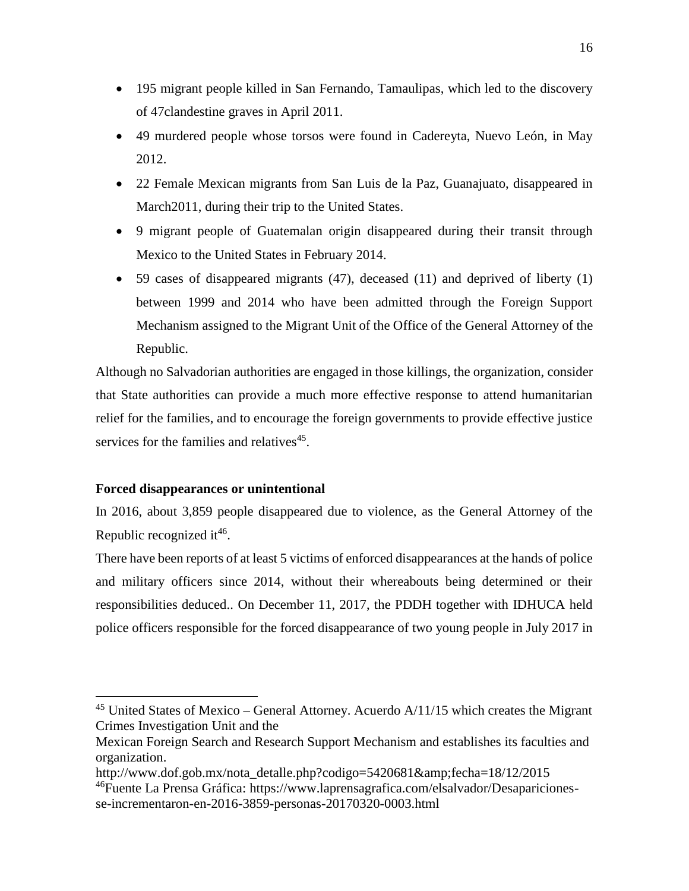- 195 migrant people killed in San Fernando, Tamaulipas, which led to the discovery of 47clandestine graves in April 2011.
- 49 murdered people whose torsos were found in Cadereyta, Nuevo León, in May 2012.
- 22 Female Mexican migrants from San Luis de la Paz, Guanajuato, disappeared in March2011, during their trip to the United States.
- 9 migrant people of Guatemalan origin disappeared during their transit through Mexico to the United States in February 2014.
- 59 cases of disappeared migrants (47), deceased (11) and deprived of liberty (1) between 1999 and 2014 who have been admitted through the Foreign Support Mechanism assigned to the Migrant Unit of the Office of the General Attorney of the Republic.

Although no Salvadorian authorities are engaged in those killings, the organization, consider that State authorities can provide a much more effective response to attend humanitarian relief for the families, and to encourage the foreign governments to provide effective justice services for the families and relatives[45].

**Forced disappearances or unintentional**

In 2016, about 3,859 people disappeared due to violence, as the General Attorney of the Republic recognized it[46].

There have been reports of at least 5 victims of enforced disappearances at the hands of police and military officers since 2014, without their whereabouts being determined or their responsibilities deduced.. On December 11, 2017, the PDDH together with IDHUCA held police officers responsible for the forced disappearance of two young people in July 2017 in

---

[45] United States of Mexico – General Attorney. Acuerdo A/11/15 which creates the Migrant Crimes Investigation Unit and the

Mexican Foreign Search and Research Support Mechanism and establishes its faculties and organization.

http://www.dof.gob.mx/nota_detalle.php?codigo=5420681&amp;fecha=18/12/2015

[46] Fuente La Prensa Gráfica: https://www.laprensagrafica.com/elsalvador/Desapariciones-se-incrementaron-en-2016-3859-personas-20170320-0003.html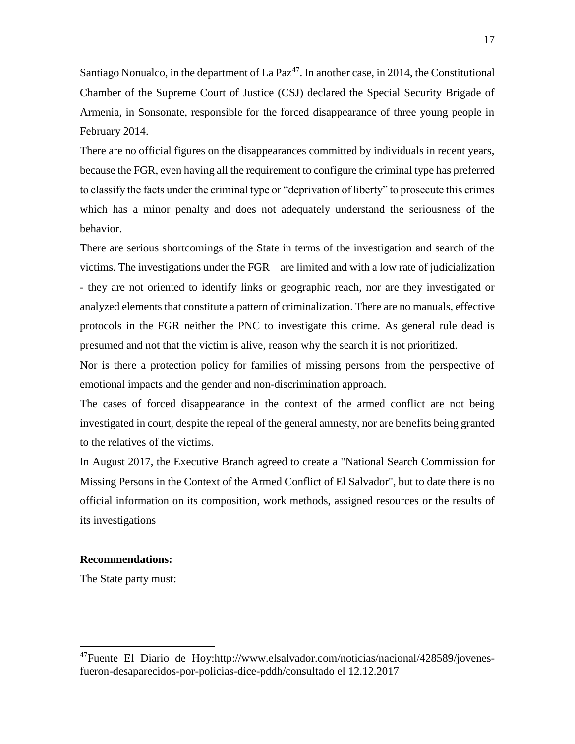Santiago Nonualco, in the department of La Paz[47]. In another case, in 2014, the Constitutional Chamber of the Supreme Court of Justice (CSJ) declared the Special Security Brigade of Armenia, in Sonsonate, responsible for the forced disappearance of three young people in February 2014.

There are no official figures on the disappearances committed by individuals in recent years, because the FGR, even having all the requirement to configure the criminal type has preferred to classify the facts under the criminal type or "deprivation of liberty" to prosecute this crimes which has a minor penalty and does not adequately understand the seriousness of the behavior.

There are serious shortcomings of the State in terms of the investigation and search of the victims. The investigations under the FGR – are limited and with a low rate of judicialization - they are not oriented to identify links or geographic reach, nor are they investigated or analyzed elements that constitute a pattern of criminalization. There are no manuals, effective protocols in the FGR neither the PNC to investigate this crime. As general rule dead is presumed and not that the victim is alive, reason why the search it is not prioritized.

Nor is there a protection policy for families of missing persons from the perspective of emotional impacts and the gender and non-discrimination approach.

The cases of forced disappearance in the context of the armed conflict are not being investigated in court, despite the repeal of the general amnesty, nor are benefits being granted to the relatives of the victims.

In August 2017, the Executive Branch agreed to create a "National Search Commission for Missing Persons in the Context of the Armed Conflict of El Salvador", but to date there is no official information on its composition, work methods, assigned resources or the results of its investigations

**Recommendations:**

The State party must:

---

[47] Fuente El Diario de Hoy:http://www.elsalvador.com/noticias/nacional/428589/jovenes-fueron-desaparecidos-por-policias-dice-pddh/consultado el 12.12.2017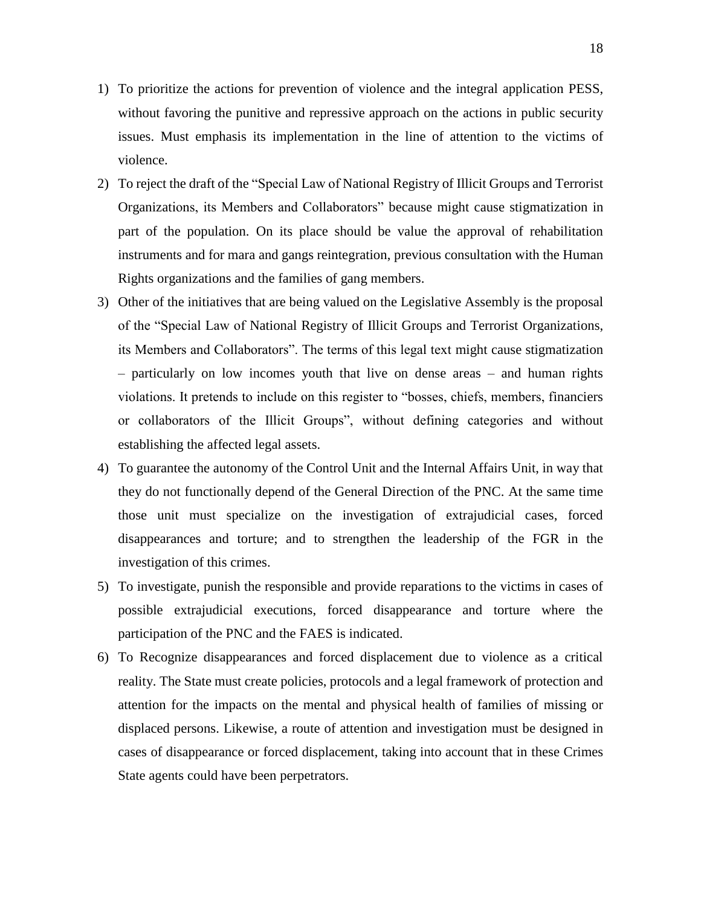1) To prioritize the actions for prevention of violence and the integral application PESS, without favoring the punitive and repressive approach on the actions in public security issues. Must emphasis its implementation in the line of attention to the victims of violence.
2) To reject the draft of the "Special Law of National Registry of Illicit Groups and Terrorist Organizations, its Members and Collaborators" because might cause stigmatization in part of the population. On its place should be value the approval of rehabilitation instruments and for mara and gangs reintegration, previous consultation with the Human Rights organizations and the families of gang members.
3) Other of the initiatives that are being valued on the Legislative Assembly is the proposal of the "Special Law of National Registry of Illicit Groups and Terrorist Organizations, its Members and Collaborators". The terms of this legal text might cause stigmatization – particularly on low incomes youth that live on dense areas – and human rights violations. It pretends to include on this register to "bosses, chiefs, members, financiers or collaborators of the Illicit Groups", without defining categories and without establishing the affected legal assets.
4) To guarantee the autonomy of the Control Unit and the Internal Affairs Unit, in way that they do not functionally depend of the General Direction of the PNC. At the same time those unit must specialize on the investigation of extrajudicial cases, forced disappearances and torture; and to strengthen the leadership of the FGR in the investigation of this crimes.
5) To investigate, punish the responsible and provide reparations to the victims in cases of possible extrajudicial executions, forced disappearance and torture where the participation of the PNC and the FAES is indicated.
6) To Recognize disappearances and forced displacement due to violence as a critical reality. The State must create policies, protocols and a legal framework of protection and attention for the impacts on the mental and physical health of families of missing or displaced persons. Likewise, a route of attention and investigation must be designed in cases of disappearance or forced displacement, taking into account that in these Crimes State agents could have been perpetrators.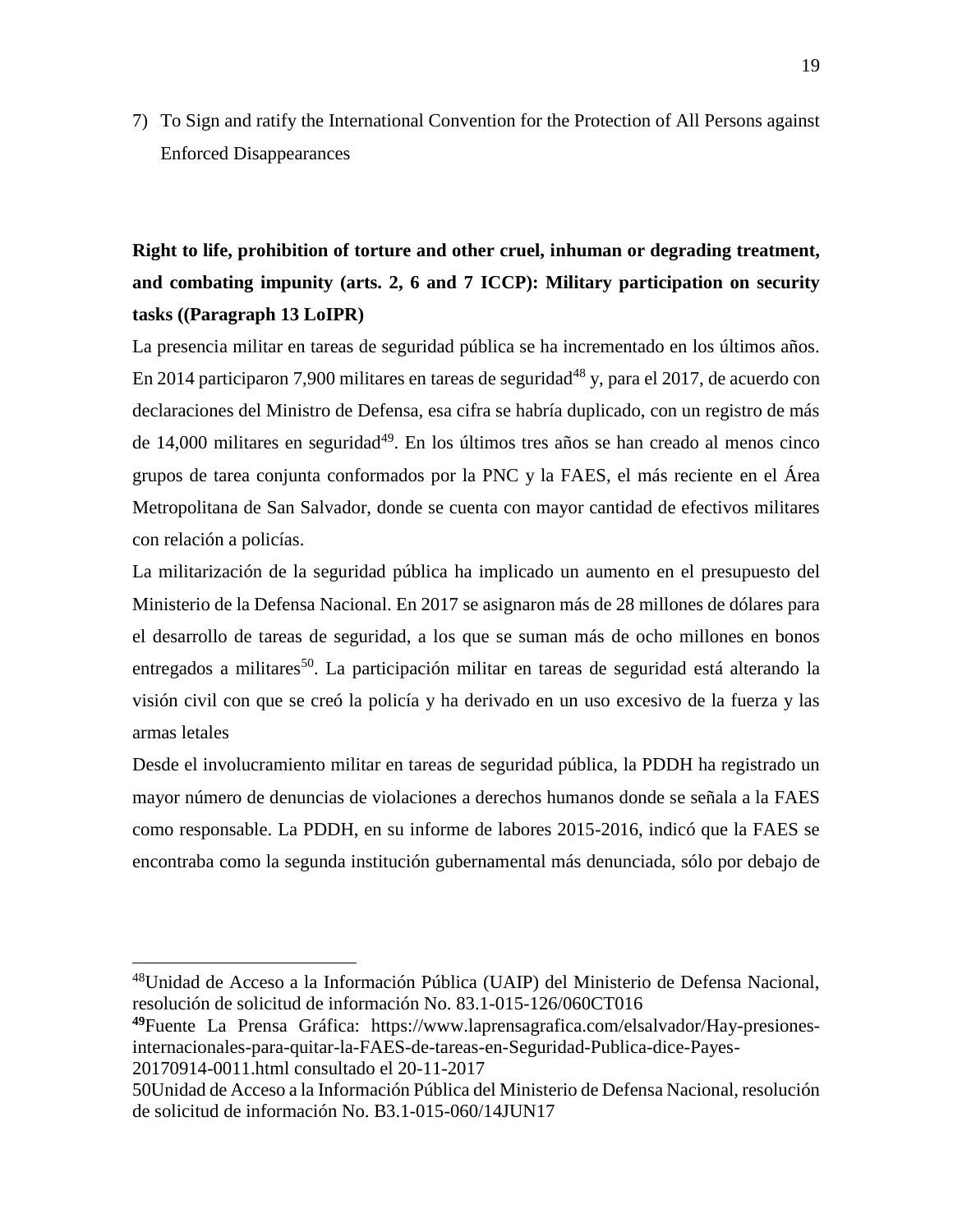7) To Sign and ratify the International Convention for the Protection of All Persons against Enforced Disappearances

**Right to life, prohibition of torture and other cruel, inhuman or degrading treatment, and combating impunity (arts. 2, 6 and 7 ICCP): Military participation on security tasks ((Paragraph 13 LoIPR)**

La presencia militar en tareas de seguridad pública se ha incrementado en los últimos años. En 2014 participaron 7,900 militares en tareas de seguridad[48] y, para el 2017, de acuerdo con declaraciones del Ministro de Defensa, esa cifra se habría duplicado, con un registro de más de 14,000 militares en seguridad[49]. En los últimos tres años se han creado al menos cinco grupos de tarea conjunta conformados por la PNC y la FAES, el más reciente en el Área Metropolitana de San Salvador, donde se cuenta con mayor cantidad de efectivos militares con relación a policías.

La militarización de la seguridad pública ha implicado un aumento en el presupuesto del Ministerio de la Defensa Nacional. En 2017 se asignaron más de 28 millones de dólares para el desarrollo de tareas de seguridad, a los que se suman más de ocho millones en bonos entregados a militares[50]. La participación militar en tareas de seguridad está alterando la visión civil con que se creó la policía y ha derivado en un uso excesivo de la fuerza y las armas letales

Desde el involucramiento militar en tareas de seguridad pública, la PDDH ha registrado un mayor número de denuncias de violaciones a derechos humanos donde se señala a la FAES como responsable. La PDDH, en su informe de labores 2015-2016, indicó que la FAES se encontraba como la segunda institución gubernamental más denunciada, sólo por debajo de

---

[48]Unidad de Acceso a la Información Pública (UAIP) del Ministerio de Defensa Nacional, resolución de solicitud de información No. 83.1-015-126/060CT016

**[49]**Fuente La Prensa Gráfica: https://www.laprensagrafica.com/elsalvador/Hay-presiones-internacionales-para-quitar-la-FAES-de-tareas-en-Seguridad-Publica-dice-Payes-20170914-0011.html consultado el 20-11-2017

50Unidad de Acceso a la Información Pública del Ministerio de Defensa Nacional, resolución de solicitud de información No. B3.1-015-060/14JUN17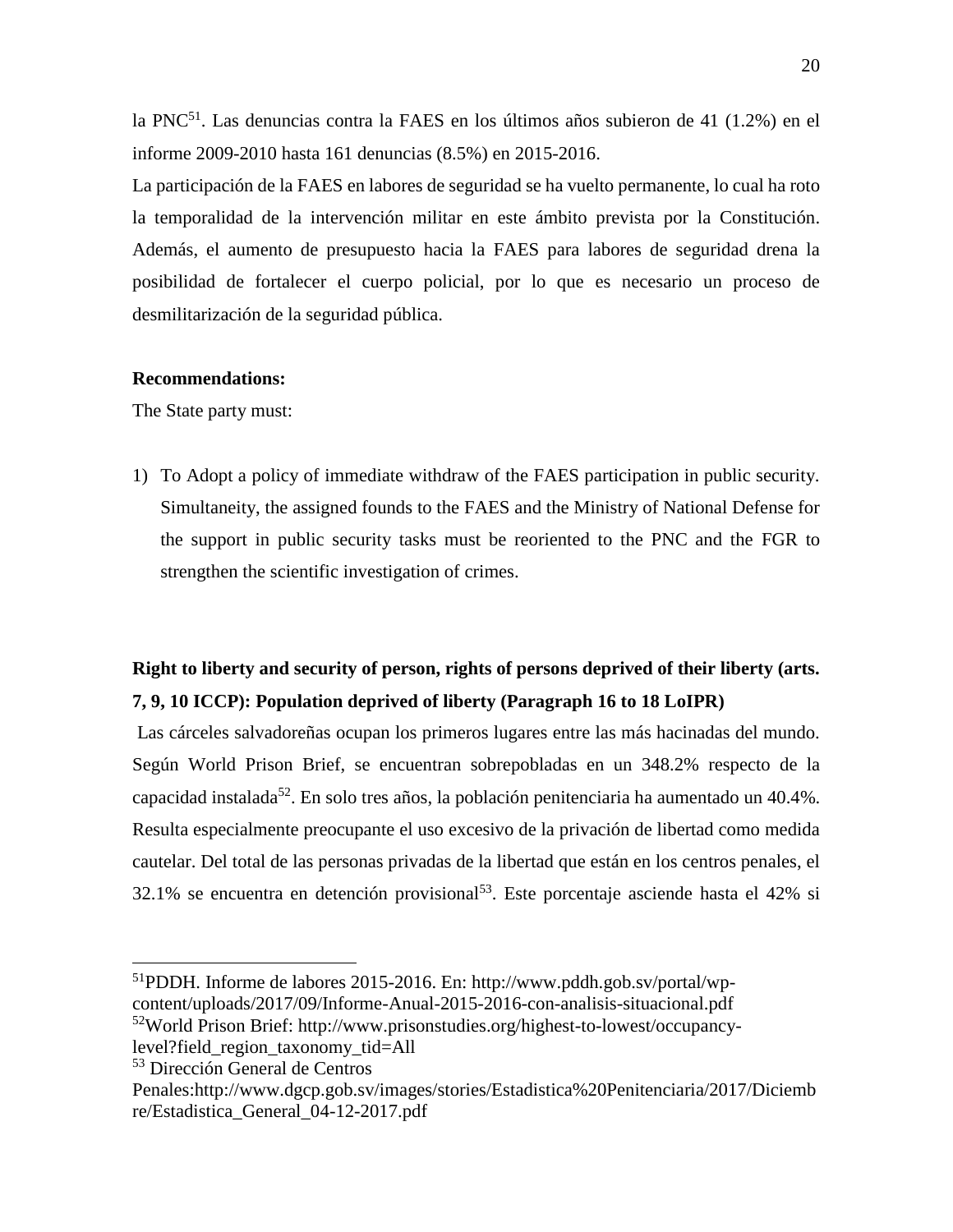la PNC[51]. Las denuncias contra la FAES en los últimos años subieron de 41 (1.2%) en el informe 2009-2010 hasta 161 denuncias (8.5%) en 2015-2016.

La participación de la FAES en labores de seguridad se ha vuelto permanente, lo cual ha roto la temporalidad de la intervención militar en este ámbito prevista por la Constitución. Además, el aumento de presupuesto hacia la FAES para labores de seguridad drena la posibilidad de fortalecer el cuerpo policial, por lo que es necesario un proceso de desmilitarización de la seguridad pública.

**Recommendations:**

The State party must:

1) To Adopt a policy of immediate withdraw of the FAES participation in public security. Simultaneity, the assigned founds to the FAES and the Ministry of National Defense for the support in public security tasks must be reoriented to the PNC and the FGR to strengthen the scientific investigation of crimes.

**Right to liberty and security of person, rights of persons deprived of their liberty (arts. 7, 9, 10 ICCP): Population deprived of liberty (Paragraph 16 to 18 LoIPR)**

Las cárceles salvadoreñas ocupan los primeros lugares entre las más hacinadas del mundo. Según World Prison Brief, se encuentran sobrepobladas en un 348.2% respecto de la capacidad instalada[52]. En solo tres años, la población penitenciaria ha aumentado un 40.4%. Resulta especialmente preocupante el uso excesivo de la privación de libertad como medida cautelar. Del total de las personas privadas de la libertad que están en los centros penales, el 32.1% se encuentra en detención provisional[53]. Este porcentaje asciende hasta el 42% si

---

[51] PDDH. Informe de labores 2015-2016. En: http://www.pddh.gob.sv/portal/wp-content/uploads/2017/09/Informe-Anual-2015-2016-con-analisis-situacional.pdf

[52] World Prison Brief: http://www.prisonstudies.org/highest-to-lowest/occupancy-level?field_region_taxonomy_tid=All

[53] Dirección General de Centros Penales:http://www.dgcp.gob.sv/images/stories/Estadistica%20Penitenciaria/2017/Diciembre/Estadistica_General_04-12-2017.pdf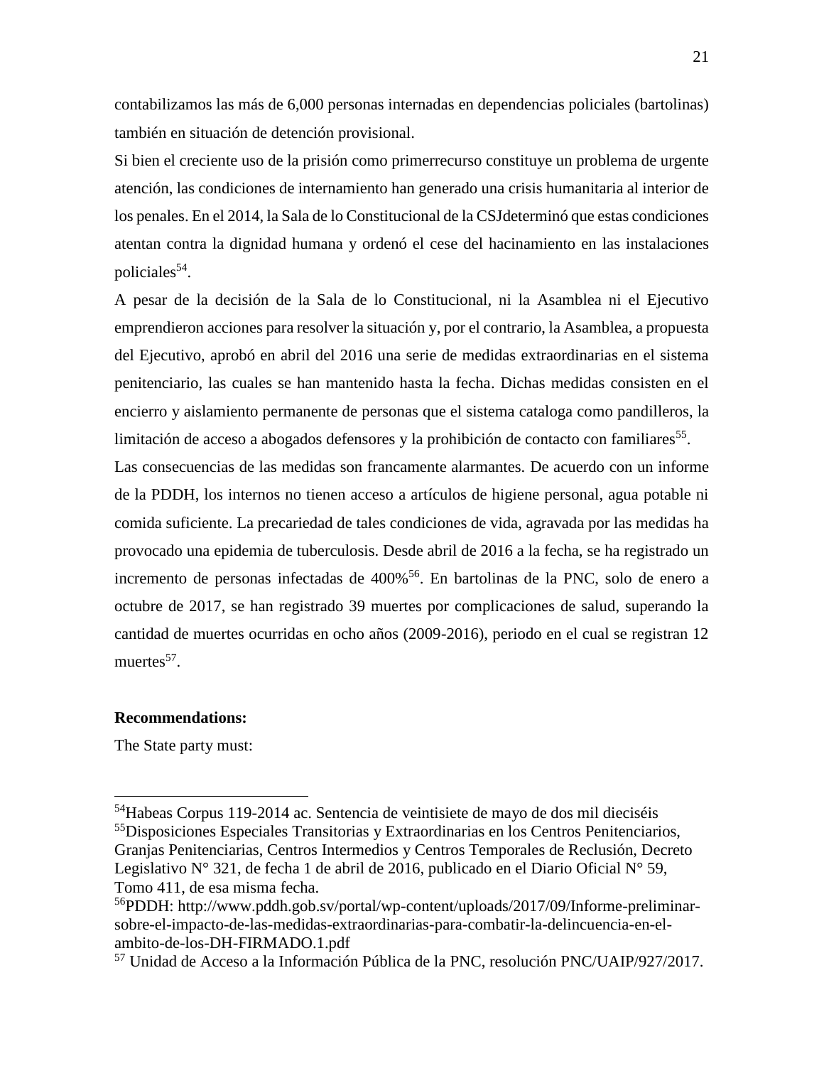contabilizamos las más de 6,000 personas internadas en dependencias policiales (bartolinas) también en situación de detención provisional.

Si bien el creciente uso de la prisión como primerrecurso constituye un problema de urgente atención, las condiciones de internamiento han generado una crisis humanitaria al interior de los penales. En el 2014, la Sala de lo Constitucional de la CSJdeterminó que estas condiciones atentan contra la dignidad humana y ordenó el cese del hacinamiento en las instalaciones policiales[54].

A pesar de la decisión de la Sala de lo Constitucional, ni la Asamblea ni el Ejecutivo emprendieron acciones para resolver la situación y, por el contrario, la Asamblea, a propuesta del Ejecutivo, aprobó en abril del 2016 una serie de medidas extraordinarias en el sistema penitenciario, las cuales se han mantenido hasta la fecha. Dichas medidas consisten en el encierro y aislamiento permanente de personas que el sistema cataloga como pandilleros, la limitación de acceso a abogados defensores y la prohibición de contacto con familiares[55].

Las consecuencias de las medidas son francamente alarmantes. De acuerdo con un informe de la PDDH, los internos no tienen acceso a artículos de higiene personal, agua potable ni comida suficiente. La precariedad de tales condiciones de vida, agravada por las medidas ha provocado una epidemia de tuberculosis. Desde abril de 2016 a la fecha, se ha registrado un incremento de personas infectadas de 400%[56]. En bartolinas de la PNC, solo de enero a octubre de 2017, se han registrado 39 muertes por complicaciones de salud, superando la cantidad de muertes ocurridas en ocho años (2009-2016), periodo en el cual se registran 12 muertes[57].

**Recommendations:**

The State party must:

---

[54] Habeas Corpus 119-2014 ac. Sentencia de veintisiete de mayo de dos mil dieciséis

[55] Disposiciones Especiales Transitorias y Extraordinarias en los Centros Penitenciarios, Granjas Penitenciarias, Centros Intermedios y Centros Temporales de Reclusión, Decreto Legislativo N° 321, de fecha 1 de abril de 2016, publicado en el Diario Oficial N° 59, Tomo 411, de esa misma fecha.

[56] PDDH: http://www.pddh.gob.sv/portal/wp-content/uploads/2017/09/Informe-preliminar-sobre-el-impacto-de-las-medidas-extraordinarias-para-combatir-la-delincuencia-en-el-ambito-de-los-DH-FIRMADO.1.pdf

[57] Unidad de Acceso a la Información Pública de la PNC, resolución PNC/UAIP/927/2017.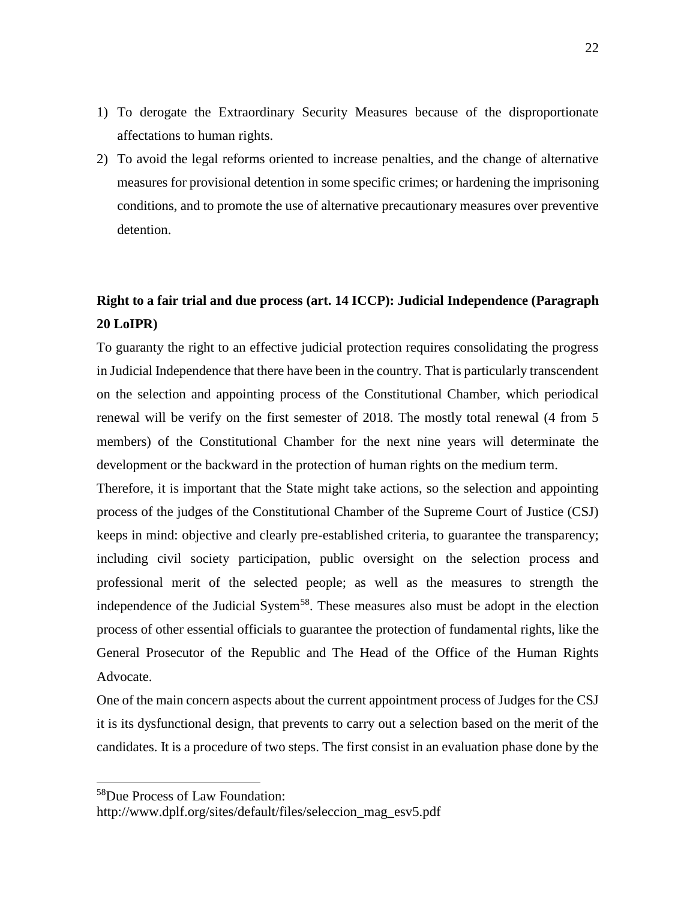1) To derogate the Extraordinary Security Measures because of the disproportionate affectations to human rights.
2) To avoid the legal reforms oriented to increase penalties, and the change of alternative measures for provisional detention in some specific crimes; or hardening the imprisoning conditions, and to promote the use of alternative precautionary measures over preventive detention.

**Right to a fair trial and due process (art. 14 ICCP): Judicial Independence (Paragraph 20 LoIPR)**

To guaranty the right to an effective judicial protection requires consolidating the progress in Judicial Independence that there have been in the country. That is particularly transcendent on the selection and appointing process of the Constitutional Chamber, which periodical renewal will be verify on the first semester of 2018. The mostly total renewal (4 from 5 members) of the Constitutional Chamber for the next nine years will determinate the development or the backward in the protection of human rights on the medium term.

Therefore, it is important that the State might take actions, so the selection and appointing process of the judges of the Constitutional Chamber of the Supreme Court of Justice (CSJ) keeps in mind: objective and clearly pre-established criteria, to guarantee the transparency; including civil society participation, public oversight on the selection process and professional merit of the selected people; as well as the measures to strength the independence of the Judicial System[58]. These measures also must be adopt in the election process of other essential officials to guarantee the protection of fundamental rights, like the General Prosecutor of the Republic and The Head of the Office of the Human Rights Advocate.

One of the main concern aspects about the current appointment process of Judges for the CSJ it is its dysfunctional design, that prevents to carry out a selection based on the merit of the candidates. It is a procedure of two steps. The first consist in an evaluation phase done by the

---

[58]Due Process of Law Foundation:
http://www.dplf.org/sites/default/files/seleccion_mag_esv5.pdf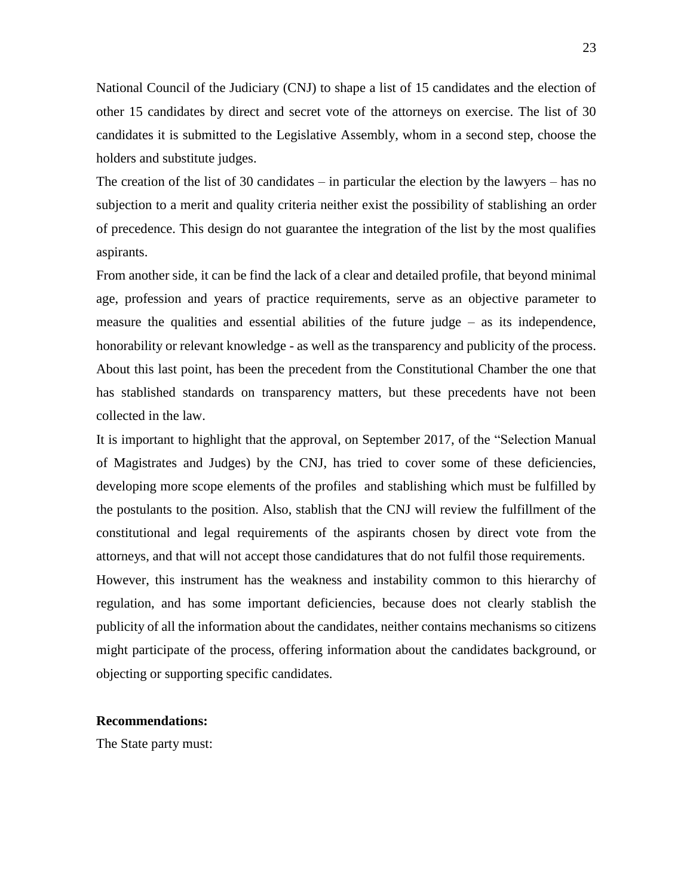National Council of the Judiciary (CNJ) to shape a list of 15 candidates and the election of other 15 candidates by direct and secret vote of the attorneys on exercise. The list of 30 candidates it is submitted to the Legislative Assembly, whom in a second step, choose the holders and substitute judges.

The creation of the list of 30 candidates – in particular the election by the lawyers – has no subjection to a merit and quality criteria neither exist the possibility of stablishing an order of precedence. This design do not guarantee the integration of the list by the most qualifies aspirants.

From another side, it can be find the lack of a clear and detailed profile, that beyond minimal age, profession and years of practice requirements, serve as an objective parameter to measure the qualities and essential abilities of the future judge – as its independence, honorability or relevant knowledge - as well as the transparency and publicity of the process. About this last point, has been the precedent from the Constitutional Chamber the one that has stablished standards on transparency matters, but these precedents have not been collected in the law.

It is important to highlight that the approval, on September 2017, of the "Selection Manual of Magistrates and Judges) by the CNJ, has tried to cover some of these deficiencies, developing more scope elements of the profiles and stablishing which must be fulfilled by the postulants to the position. Also, stablish that the CNJ will review the fulfillment of the constitutional and legal requirements of the aspirants chosen by direct vote from the attorneys, and that will not accept those candidatures that do not fulfil those requirements.

However, this instrument has the weakness and instability common to this hierarchy of regulation, and has some important deficiencies, because does not clearly stablish the publicity of all the information about the candidates, neither contains mechanisms so citizens might participate of the process, offering information about the candidates background, or objecting or supporting specific candidates.

**Recommendations:**

The State party must: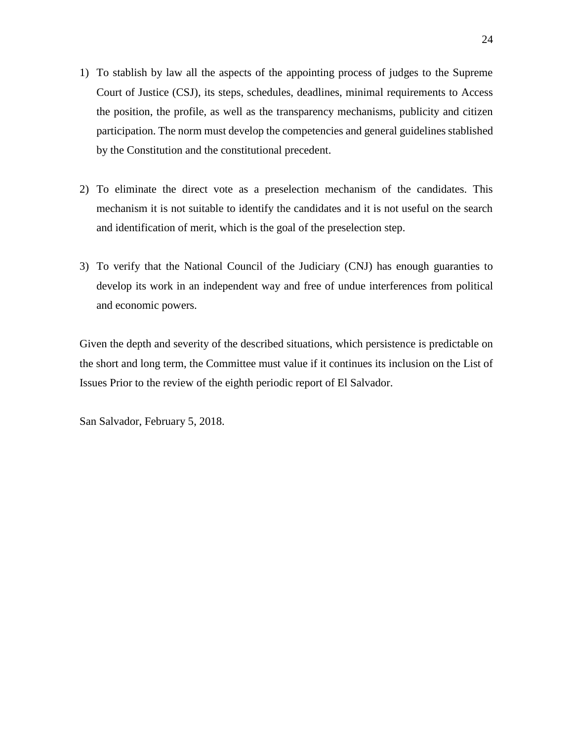1) To stablish by law all the aspects of the appointing process of judges to the Supreme Court of Justice (CSJ), its steps, schedules, deadlines, minimal requirements to Access the position, the profile, as well as the transparency mechanisms, publicity and citizen participation. The norm must develop the competencies and general guidelines stablished by the Constitution and the constitutional precedent.

2) To eliminate the direct vote as a preselection mechanism of the candidates. This mechanism it is not suitable to identify the candidates and it is not useful on the search and identification of merit, which is the goal of the preselection step.

3) To verify that the National Council of the Judiciary (CNJ) has enough guaranties to develop its work in an independent way and free of undue interferences from political and economic powers.

Given the depth and severity of the described situations, which persistence is predictable on the short and long term, the Committee must value if it continues its inclusion on the List of Issues Prior to the review of the eighth periodic report of El Salvador.

San Salvador, February 5, 2018.